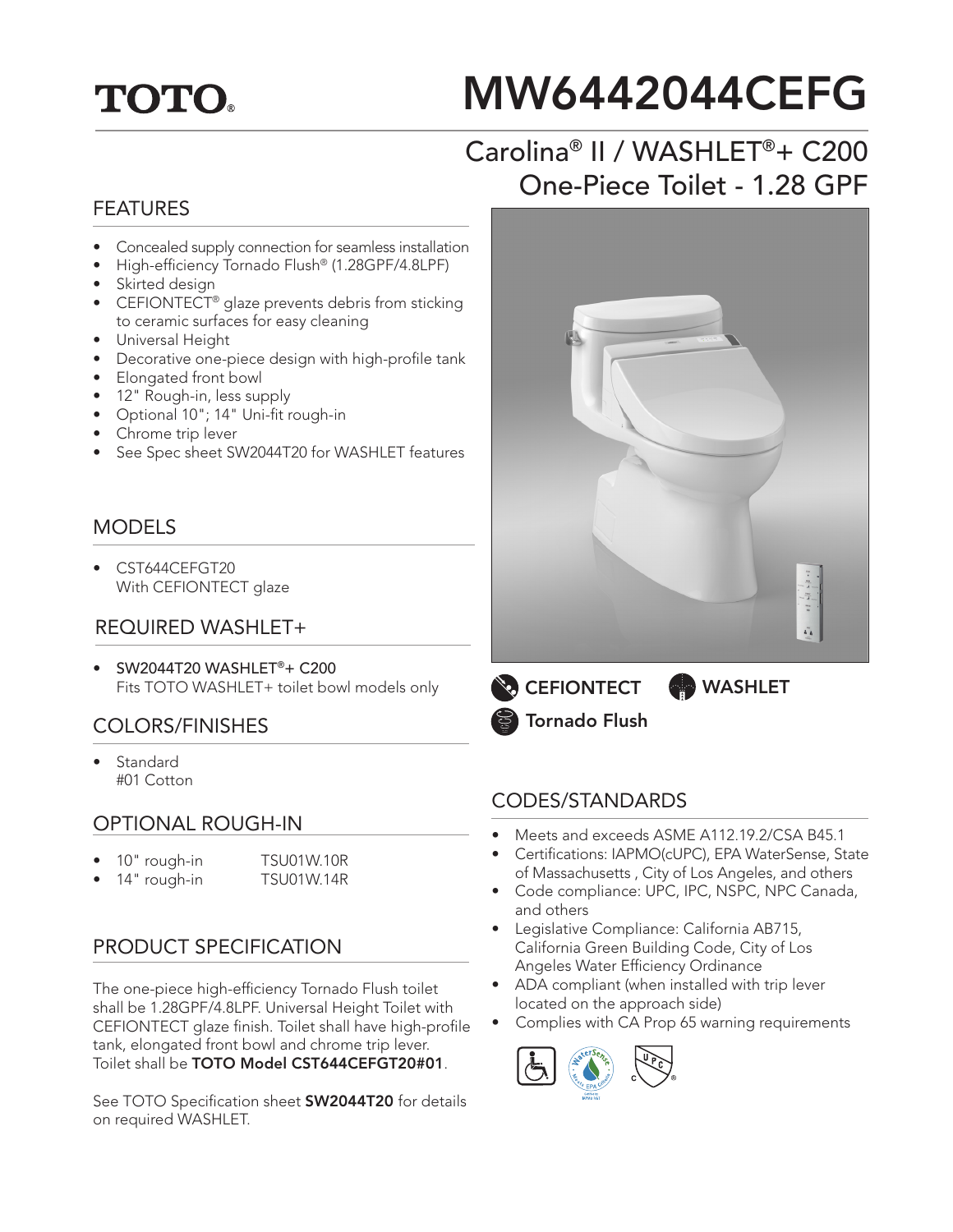TOTO®

# MW6442044CEFG

## Carolina® II / WASHLET®+ C200 One-Piece Toilet - 1.28 GPF

## FEATURES

- Concealed supply connection for seamless installation
- High-efficiency Tornado Flush® (1.28GPF/4.8LPF)
- Skirted design
- CEFIONTECT® glaze prevents debris from sticking to ceramic surfaces for easy cleaning
- Universal Height
- Decorative one-piece design with high-profile tank
- Elongated front bowl
- 12" Rough-in, less supply
- Optional 10"; 14" Uni-fit rough-in
- Chrome trip lever
- See Spec sheet SW2044T20 for WASHLET features

## MODELS

- CST644CEFGT20
  With CEFIONTECT glaze

## REQUIRED WASHLET+

- SW2044T20 WASHLET®+ C200
  Fits TOTO WASHLET+ toilet bowl models only

## COLORS/FINISHES

- Standard
  #01 Cotton

## OPTIONAL ROUGH-IN

| | |
|---|---|
| 10" rough-in | TSU01W.10R |
| 14" rough-in | TSU01W.14R |

## PRODUCT SPECIFICATION

The one-piece high-efficiency Tornado Flush toilet shall be 1.28GPF/4.8LPF. Universal Height Toilet with CEFIONTECT glaze finish. Toilet shall have high-profile tank, elongated front bowl and chrome trip lever. Toilet shall be **TOTO Model CST644CEFGT20#01**.

See TOTO Specification sheet **SW2044T20** for details on required WASHLET.

**CEFIONTECT** **WASHLET** **Tornado Flush**

## CODES/STANDARDS

- Meets and exceeds ASME A112.19.2/CSA B45.1
- Certifications: IAPMO(cUPC), EPA WaterSense, State of Massachusetts , City of Los Angeles, and others
- Code compliance: UPC, IPC, NSPC, NPC Canada, and others
- Legislative Compliance: California AB715, California Green Building Code, City of Los Angeles Water Efficiency Ordinance
- ADA compliant (when installed with trip lever located on the approach side)
- Complies with CA Prop 65 warning requirements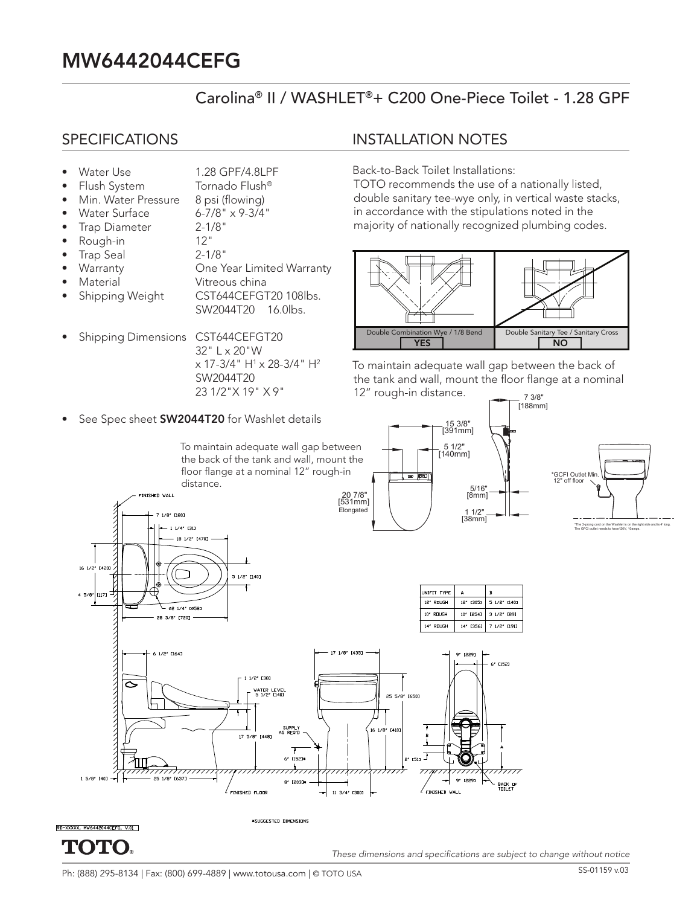# MW6442044CEFG

## Carolina® II / WASHLET®+ C200 One-Piece Toilet - 1.28 GPF

## SPECIFICATIONS

- Water Use 1.28 GPF/4.8LPF
- Flush System Tornado Flush®
- Min. Water Pressure 8 psi (flowing)
- Water Surface 6-7/8" x 9-3/4"
- Trap Diameter 2-1/8"
- Rough-in 12"
- Trap Seal 2-1/8"
- Warranty One Year Limited Warranty
- Material Vitreous china
- Shipping Weight CST644CEFGT20 108lbs.
  SW2044T20 16.0lbs.
- Shipping Dimensions CST644CEFGT20
  32" L x 20"W
  x 17-3/4" H[1] x 28-3/4" H[2]
  SW2044T20
  23 1/2"X 19" X 9"
- See Spec sheet **SW2044T20** for Washlet details

## INSTALLATION NOTES

Back-to-Back Toilet Installations:
TOTO recommends the use of a nationally listed, double sanitary tee-wye only, in vertical waste stacks, in accordance with the stipulations noted in the majority of nationally recognized plumbing codes.

Double Combination Wye / 1/8 Bend
YES

Double Sanitary Tee / Sanitary Cross
NO

To maintain adequate wall gap between the back of the tank and wall, mount the floor flange at a nominal 12" rough-in distance.

7 3/8"
[188mm]

15 3/8"
[391mm]

5 1/2"
[140mm]

5/16"
[8mm]

1 1/2"
[38mm]

20 7/8"
[531mm]
Elongated

*GCFI Outlet Min.
12" off floor

*The 3-prong cord on the Washlet is on the right side and is 4' long. The GFCI outlet needs to have120V, 10amps.

To maintain adequate wall gap between the back of the tank and wall, mount the floor flange at a nominal 12" rough-in distance.

FINISHED WALL
7 1/8" [180]
1 1/4" [31]
18 1/2" [470]
16 1/2" [420]
5 1/2" [140]
4 5/8" [117]
Ø2 1/4" [Ø58]
28 3/8" [720]

| UNIFIT TYPE | A | B |
|---|---|---|
| 12" ROUGH | 12" [305] | 5 1/2" [140] |
| 10" ROUGH | 10" [254] | 3 1/2" [89] |
| 14" ROUGH | 14" [356] | 7 1/2" [191] |

6 1/2" [164]
1 1/2" [38]
WATER LEVEL
5 1/2" [140]
17 5/8" [448]
SUPPLY AS REQ'D
6" [152]*
8" [203]*
1 5/8" [40]
25 1/8" [637]
FINISHED FLOOR
17 1/8" [435]
25 5/8" [650]
16 1/8" [410]
2" [51]
11 3/4" [300]
9" [229]
6" [152]
B
A
9" [229]
FINISHED WALL
BACK OF TOILET

*SUGGESTED DIMENSIONS

RD-XXXXX, MW6442044CEFG, V.01

TOTO.

*These dimensions and specifications are subject to change without notice*

Ph: (888) 295-8134 | Fax: (800) 699-4889 | www.totousa.com | © TOTO USA

SS-01159 v.03